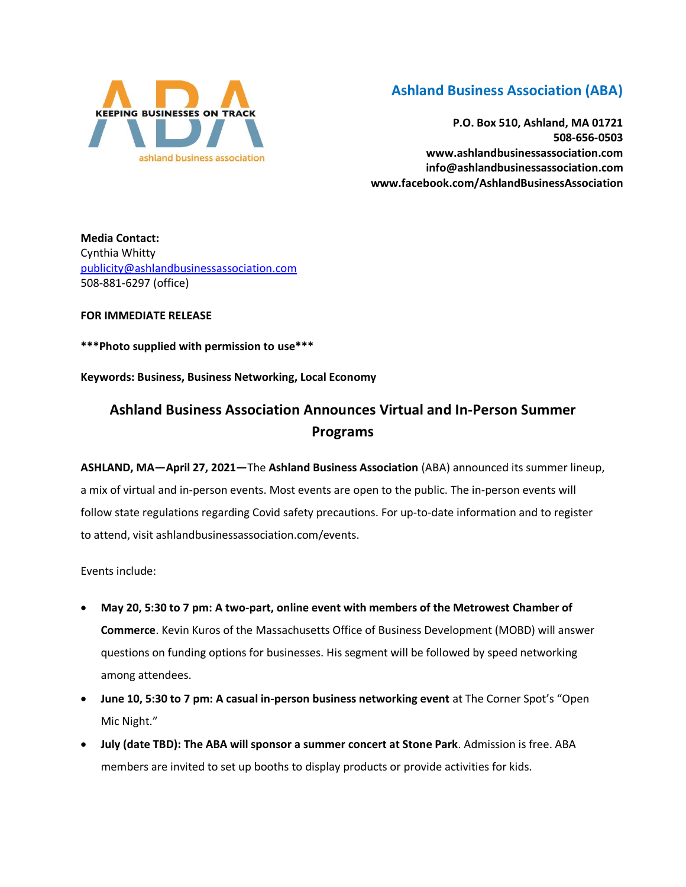KEEPING BUSINESSES ON TRACK

ashland business association

## Ashland Business Association (ABA)

**P.O. Box 510, Ashland, MA 01721**
**508-656-0503**
**www.ashlandbusinessassociation.com**
**info@ashlandbusinessassociation.com**
**www.facebook.com/AshlandBusinessAssociation**

**Media Contact:**
Cynthia Whitty
publicity@ashlandbusinessassociation.com
508-881-6297 (office)

**FOR IMMEDIATE RELEASE**

**\*\*\*Photo supplied with permission to use\*\*\***

**Keywords: Business, Business Networking, Local Economy**

# Ashland Business Association Announces Virtual and In-Person Summer Programs

**ASHLAND, MA—April 27, 2021—**The **Ashland Business Association** (ABA) announced its summer lineup, a mix of virtual and in-person events. Most events are open to the public. The in-person events will follow state regulations regarding Covid safety precautions. For up-to-date information and to register to attend, visit ashlandbusinessassociation.com/events.

Events include:

- **May 20, 5:30 to 7 pm: A two-part, online event with members of the Metrowest Chamber of Commerce**. Kevin Kuros of the Massachusetts Office of Business Development (MOBD) will answer questions on funding options for businesses. His segment will be followed by speed networking among attendees.
- **June 10, 5:30 to 7 pm: A casual in-person business networking event** at The Corner Spot's "Open Mic Night."
- **July (date TBD): The ABA will sponsor a summer concert at Stone Park**. Admission is free. ABA members are invited to set up booths to display products or provide activities for kids.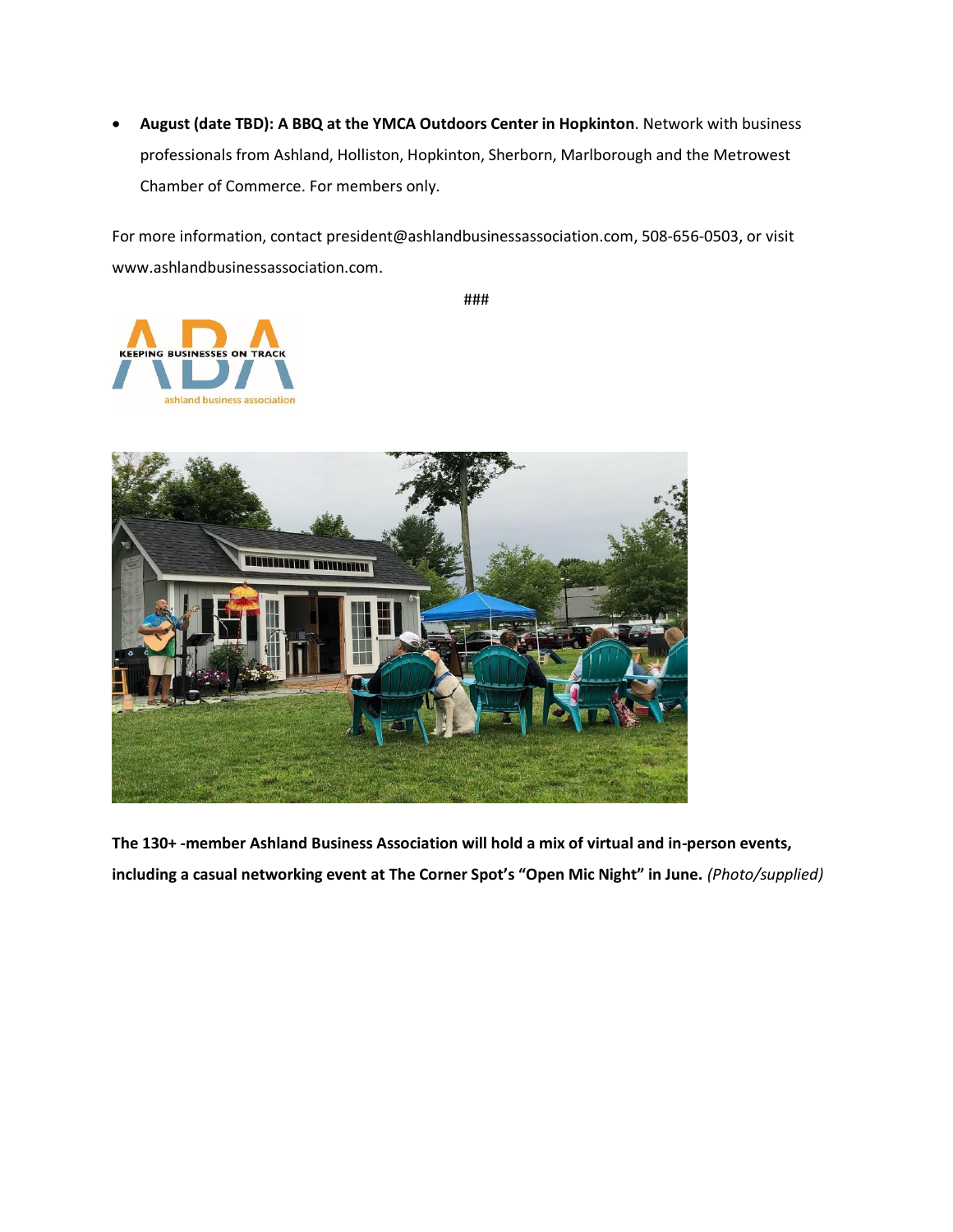- **August (date TBD): A BBQ at the YMCA Outdoors Center in Hopkinton**. Network with business professionals from Ashland, Holliston, Hopkinton, Sherborn, Marlborough and the Metrowest Chamber of Commerce. For members only.

For more information, contact president@ashlandbusinessassociation.com, 508-656-0503, or visit www.ashlandbusinessassociation.com.

###

**The 130+ -member Ashland Business Association will hold a mix of virtual and in-person events, including a casual networking event at The Corner Spot's "Open Mic Night" in June.** *(Photo/supplied)*